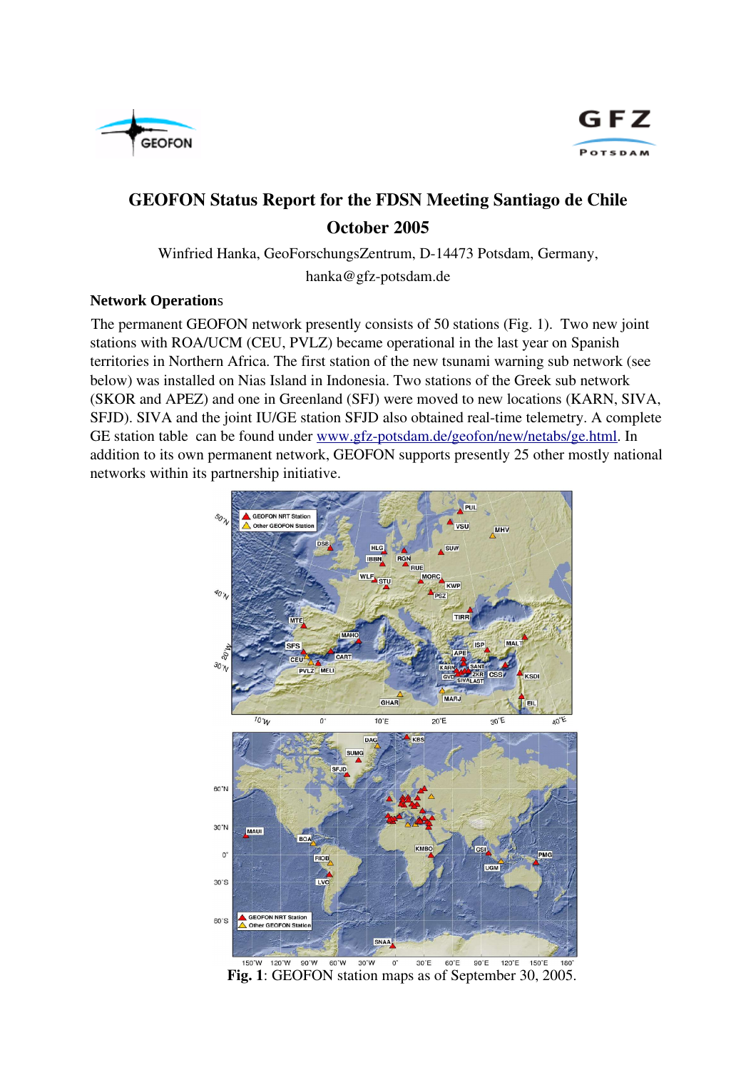# GEOFON Status Report for the FDSN Meeting Santiago de Chile October 2005

Winfried Hanka, GeoForschungsZentrum, D-14473 Potsdam, Germany,
hanka@gfz-potsdam.de

## Network Operations

The permanent GEOFON network presently consists of 50 stations (Fig. 1). Two new joint stations with ROA/UCM (CEU, PVLZ) became operational in the last year on Spanish territories in Northern Africa. The first station of the new tsunami warning sub network (see below) was installed on Nias Island in Indonesia. Two stations of the Greek sub network (SKOR and APEZ) and one in Greenland (SFJ) were moved to new locations (KARN, SIVA, SFJD). SIVA and the joint IU/GE station SFJD also obtained real-time telemetry. A complete GE station table can be found under [www.gfz-potsdam.de/geofon/new/netabs/ge.html](www.gfz-potsdam.de/geofon/new/netabs/ge.html). In addition to its own permanent network, GEOFON supports presently 25 other mostly national networks within its partnership initiative.

**Fig. 1**: GEOFON station maps as of September 30, 2005.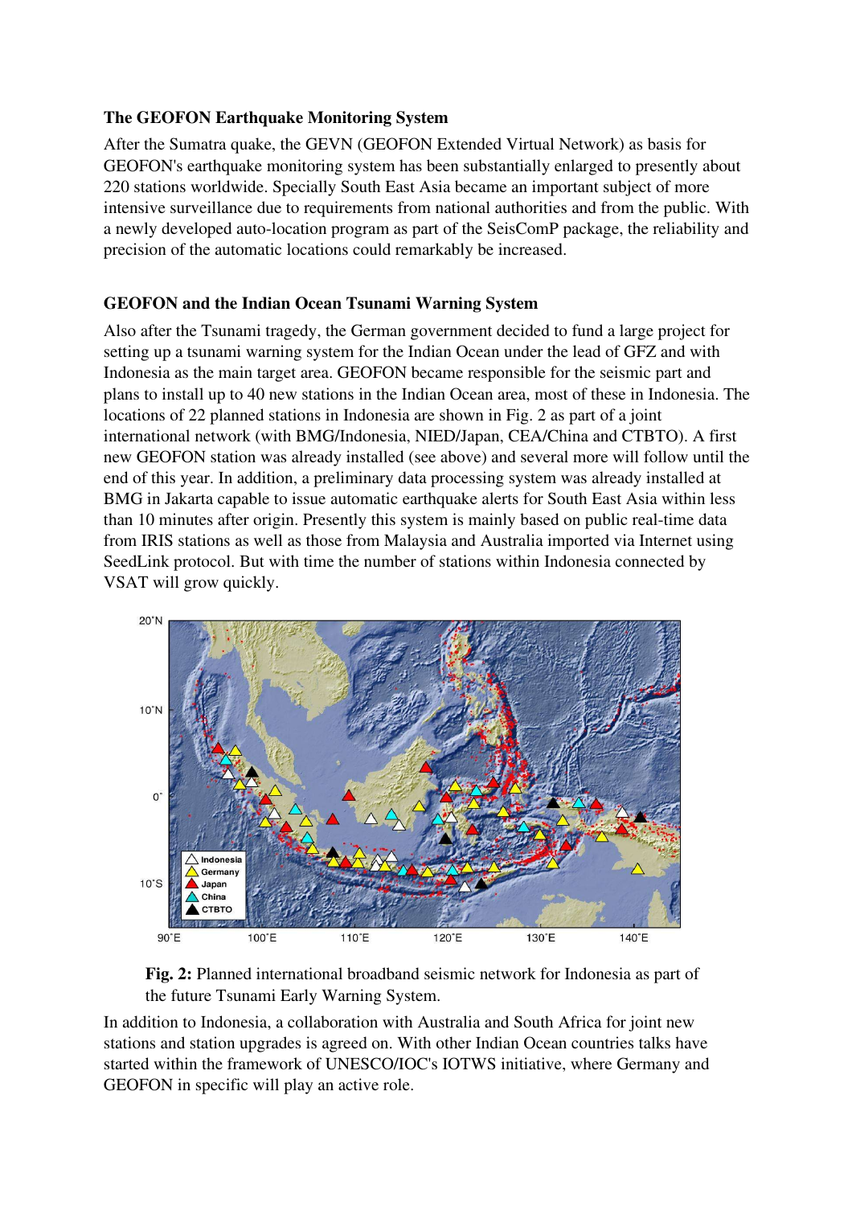### The GEOFON Earthquake Monitoring System

After the Sumatra quake, the GEVN (GEOFON Extended Virtual Network) as basis for GEOFON's earthquake monitoring system has been substantially enlarged to presently about 220 stations worldwide. Specially South East Asia became an important subject of more intensive surveillance due to requirements from national authorities and from the public. With a newly developed auto-location program as part of the SeisComP package, the reliability and precision of the automatic locations could remarkably be increased.

### GEOFON and the Indian Ocean Tsunami Warning System

Also after the Tsunami tragedy, the German government decided to fund a large project for setting up a tsunami warning system for the Indian Ocean under the lead of GFZ and with Indonesia as the main target area. GEOFON became responsible for the seismic part and plans to install up to 40 new stations in the Indian Ocean area, most of these in Indonesia. The locations of 22 planned stations in Indonesia are shown in Fig. 2 as part of a joint international network (with BMG/Indonesia, NIED/Japan, CEA/China and CTBTO). A first new GEOFON station was already installed (see above) and several more will follow until the end of this year. In addition, a preliminary data processing system was already installed at BMG in Jakarta capable to issue automatic earthquake alerts for South East Asia within less than 10 minutes after origin. Presently this system is mainly based on public real-time data from IRIS stations as well as those from Malaysia and Australia imported via Internet using SeedLink protocol. But with time the number of stations within Indonesia connected by VSAT will grow quickly.

20˚N
10˚N
0˚
10˚S
90˚E
100˚E
110˚E
120˚E
130˚E
140˚E
Indonesia
Germany
Japan
China
CTBTO

**Fig. 2:** Planned international broadband seismic network for Indonesia as part of the future Tsunami Early Warning System.

In addition to Indonesia, a collaboration with Australia and South Africa for joint new stations and station upgrades is agreed on. With other Indian Ocean countries talks have started within the framework of UNESCO/IOC's IOTWS initiative, where Germany and GEOFON in specific will play an active role.